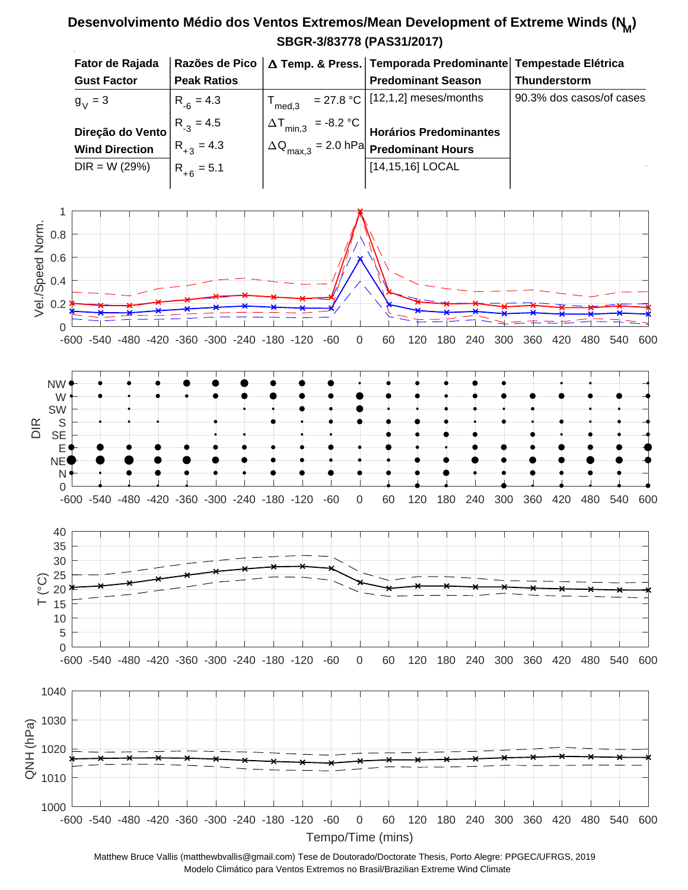# Desenvolvimento Médio dos Ventos Extremos/Mean Development of Extreme Winds ($N_M$)

## SBGR-3/83778 (PAS31/2017)

| Fator de Rajada / Gust Factor | Razões de Pico / Peak Ratios | Δ Temp. & Press. | Temporada Predominante / Predominant Season | Tempestade Elétrica / Thunderstorm |
|---|---|---|---|---|
| $g_V$ = 3 | $R_{-6}$ = 4.3 | $T_{med,3}$ = 27.8 °C | [12,1,2] meses/months | 90.3% dos casos/of cases |
| **Direção do Vento / Wind Direction** | $R_{-3}$ = 4.5 | $\Delta T_{min,3}$ = -8.2 °C | **Horários Predominantes / Predominant Hours** | |
| DIR = W (29%) | $R_{+3}$ = 4.3 | $\Delta Q_{max,3}$ = 2.0 hPa | [14,15,16] LOCAL | |
| | $R_{+6}$ = 5.1 | | | |

Vel./Speed Norm.

DIR

T (°C)

QNH (hPa)

Tempo/Time (mins)

Matthew Bruce Vallis (matthewbvallis@gmail.com) Tese de Doutorado/Doctorate Thesis, Porto Alegre: PPGEC/UFRGS, 2019
Modelo Climático para Ventos Extremos no Brasil/Brazilian Extreme Wind Climate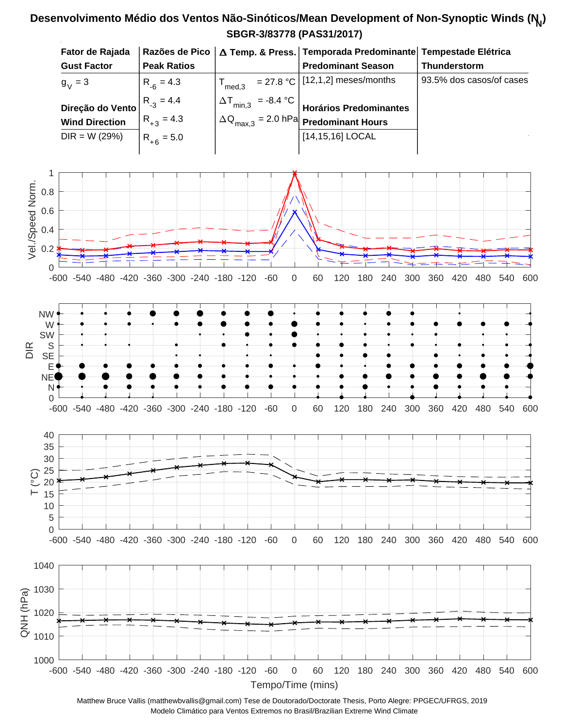# Desenvolvimento Médio dos Ventos Não-Sinóticos/Mean Development of Non-Synoptic Winds ($N_N$)

**SBGR-3/83778 (PAS31/2017)**

| Fator de Rajada / Gust Factor | Razões de Pico / Peak Ratios | Δ Temp. & Press. | Temporada Predominante / Predominant Season | Tempestade Elétrica / Thunderstorm |
|---|---|---|---|---|
| $g_V = 3$ | $R_{-6} = 4.3$ | $T_{med,3} = 27.8$ °C | [12,1,2] meses/months | 93.5% dos casos/of cases |
| **Direção do Vento / Wind Direction** | $R_{-3} = 4.4$ | $\Delta T_{min,3} = -8.4$ °C | **Horários Predominantes / Predominant Hours** | |
| DIR = W (29%) | $R_{+3} = 4.3$ | $\Delta Q_{max,3} = 2.0$ hPa | [14,15,16] LOCAL | |
| | $R_{+6} = 5.0$ | | | |

Matthew Bruce Vallis (matthewbvallis@gmail.com) Tese de Doutorado/Doctorate Thesis, Porto Alegre: PPGEC/UFRGS, 2019

Modelo Climático para Ventos Extremos no Brasil/Brazilian Extreme Wind Climate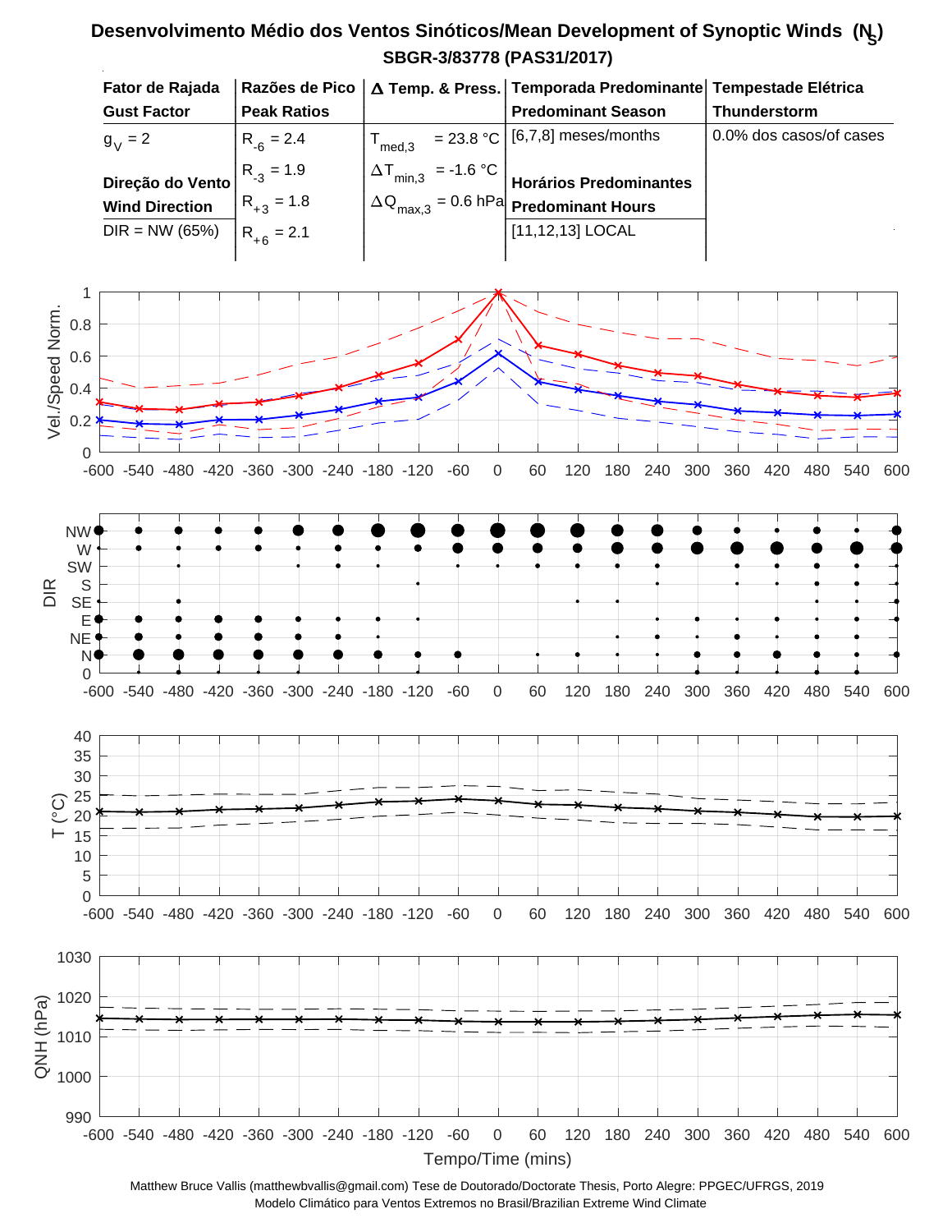# Desenvolvimento Médio dos Ventos Sinóticos/Mean Development of Synoptic Winds ($N_S$)

**SBGR-3/83778 (PAS31/2017)**

| Fator de Rajada / Gust Factor | Razões de Pico / Peak Ratios | Δ Temp. & Press. | Temporada Predominante / Predominant Season | Tempestade Elétrica / Thunderstorm |
|---|---|---|---|---|
| $g_V = 2$ | $R_{-6} = 2.4$ | $T_{med,3}$ = 23.8 °C | [6,7,8] meses/months | 0.0% dos casos/of cases |
| **Direção do Vento / Wind Direction** | $R_{-3} = 1.9$ | $\Delta T_{min,3}$ = -1.6 °C | **Horários Predominantes / Predominant Hours** | |
| DIR = NW (65%) | $R_{+3} = 1.8$ | $\Delta Q_{max,3}$ = 0.6 hPa | [11,12,13] LOCAL | |
| | $R_{+6} = 2.1$ | | | |

Vel./Speed Norm.
1
0.8
0.6
0.4
0.2
0
-600 -540 -480 -420 -360 -300 -240 -180 -120 -60 0 60 120 180 240 300 360 420 480 540 600

DIR
NW
W
SW
S
SE
E
NE
N
0
-600 -540 -480 -420 -360 -300 -240 -180 -120 -60 0 60 120 180 240 300 360 420 480 540 600

T (°C)
40
35
30
25
20
15
10
5
0
-600 -540 -480 -420 -360 -300 -240 -180 -120 -60 0 60 120 180 240 300 360 420 480 540 600

QNH (hPa)
1030
1020
1010
1000
990
-600 -540 -480 -420 -360 -300 -240 -180 -120 -60 0 60 120 180 240 300 360 420 480 540 600

Tempo/Time (mins)

Matthew Bruce Vallis (matthewbvallis@gmail.com) Tese de Doutorado/Doctorate Thesis, Porto Alegre: PPGEC/UFRGS, 2019

Modelo Climático para Ventos Extremos no Brasil/Brazilian Extreme Wind Climate